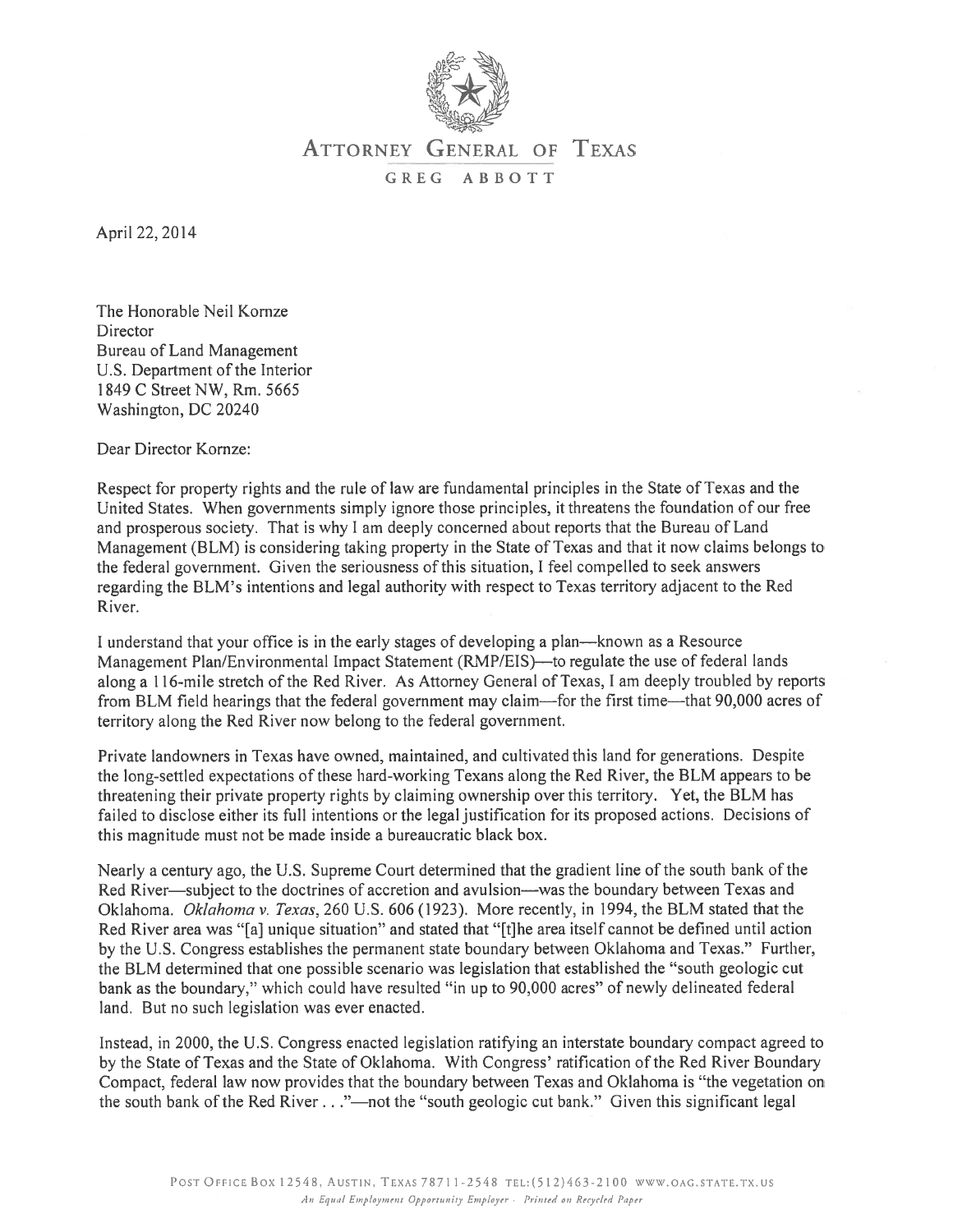# ATTORNEY GENERAL OF TEXAS

GREG ABBOTT

April 22, 2014

The Honorable Neil Kornze  
Director  
Bureau of Land Management  
U.S. Department of the Interior  
1849 C Street NW, Rm. 5665  
Washington, DC 20240

Dear Director Kornze:

Respect for property rights and the rule of law are fundamental principles in the State of Texas and the United States. When governments simply ignore those principles, it threatens the foundation of our free and prosperous society. That is why I am deeply concerned about reports that the Bureau of Land Management (BLM) is considering taking property in the State of Texas and that it now claims belongs to the federal government. Given the seriousness of this situation, I feel compelled to seek answers regarding the BLM's intentions and legal authority with respect to Texas territory adjacent to the Red River.

I understand that your office is in the early stages of developing a plan—known as a Resource Management Plan/Environmental Impact Statement (RMP/EIS)—to regulate the use of federal lands along a 116-mile stretch of the Red River. As Attorney General of Texas, I am deeply troubled by reports from BLM field hearings that the federal government may claim—for the first time—that 90,000 acres of territory along the Red River now belong to the federal government.

Private landowners in Texas have owned, maintained, and cultivated this land for generations. Despite the long-settled expectations of these hard-working Texans along the Red River, the BLM appears to be threatening their private property rights by claiming ownership over this territory. Yet, the BLM has failed to disclose either its full intentions or the legal justification for its proposed actions. Decisions of this magnitude must not be made inside a bureaucratic black box.

Nearly a century ago, the U.S. Supreme Court determined that the gradient line of the south bank of the Red River—subject to the doctrines of accretion and avulsion—was the boundary between Texas and Oklahoma. *Oklahoma v. Texas*, 260 U.S. 606 (1923). More recently, in 1994, the BLM stated that the Red River area was "[a] unique situation" and stated that "[t]he area itself cannot be defined until action by the U.S. Congress establishes the permanent state boundary between Oklahoma and Texas." Further, the BLM determined that one possible scenario was legislation that established the "south geologic cut bank as the boundary," which could have resulted "in up to 90,000 acres" of newly delineated federal land. But no such legislation was ever enacted.

Instead, in 2000, the U.S. Congress enacted legislation ratifying an interstate boundary compact agreed to by the State of Texas and the State of Oklahoma. With Congress' ratification of the Red River Boundary Compact, federal law now provides that the boundary between Texas and Oklahoma is "the vegetation on the south bank of the Red River . . ."—not the "south geologic cut bank." Given this significant legal

POST OFFICE BOX 12548, AUSTIN, TEXAS 78711-2548 TEL:(512)463-2100 WWW.OAG.STATE.TX.US  
*An Equal Employment Opportunity Employer · Printed on Recycled Paper*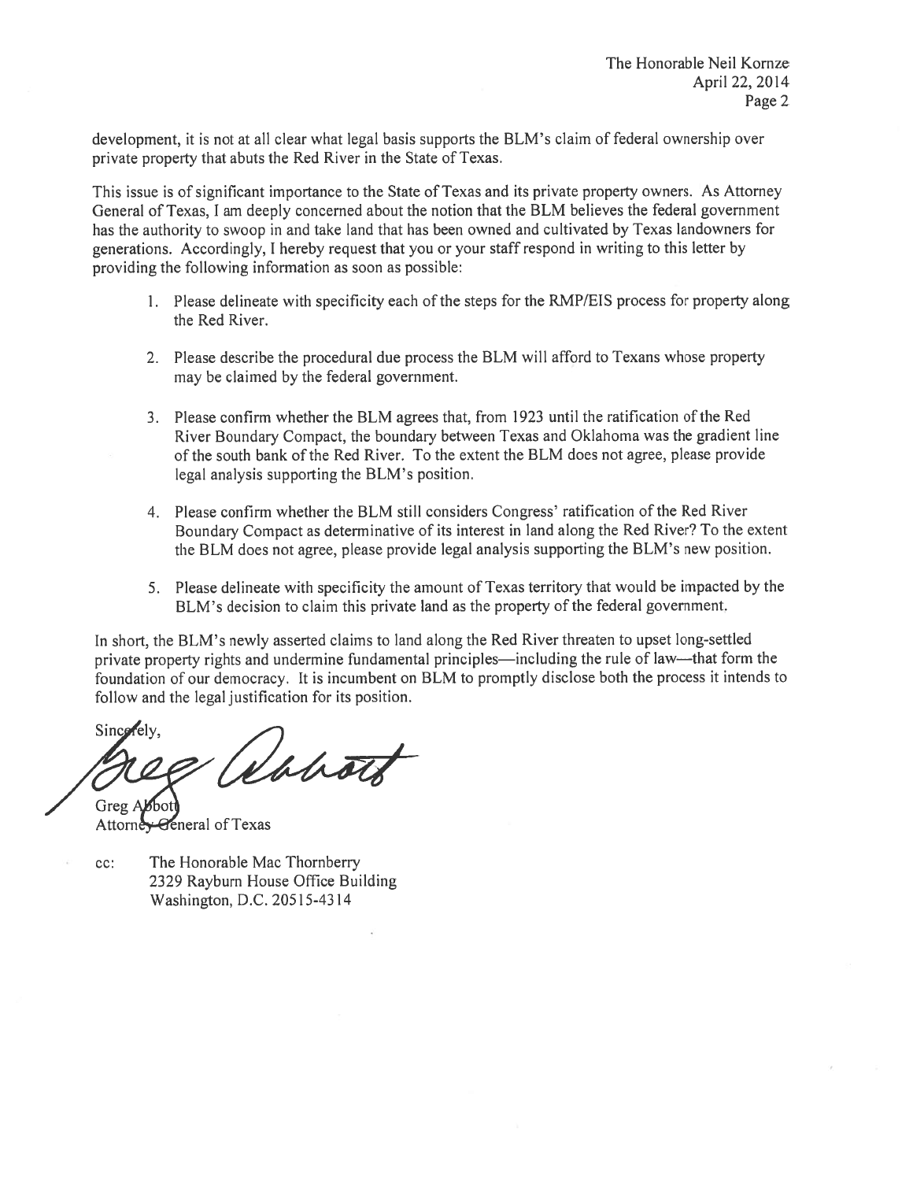development, it is not at all clear what legal basis supports the BLM's claim of federal ownership over private property that abuts the Red River in the State of Texas.

This issue is of significant importance to the State of Texas and its private property owners. As Attorney General of Texas, I am deeply concerned about the notion that the BLM believes the federal government has the authority to swoop in and take land that has been owned and cultivated by Texas landowners for generations. Accordingly, I hereby request that you or your staff respond in writing to this letter by providing the following information as soon as possible:

1. Please delineate with specificity each of the steps for the RMP/EIS process for property along the Red River.
2. Please describe the procedural due process the BLM will afford to Texans whose property may be claimed by the federal government.
3. Please confirm whether the BLM agrees that, from 1923 until the ratification of the Red River Boundary Compact, the boundary between Texas and Oklahoma was the gradient line of the south bank of the Red River. To the extent the BLM does not agree, please provide legal analysis supporting the BLM's position.
4. Please confirm whether the BLM still considers Congress' ratification of the Red River Boundary Compact as determinative of its interest in land along the Red River? To the extent the BLM does not agree, please provide legal analysis supporting the BLM's new position.
5. Please delineate with specificity the amount of Texas territory that would be impacted by the BLM's decision to claim this private land as the property of the federal government.

In short, the BLM's newly asserted claims to land along the Red River threaten to upset long-settled private property rights and undermine fundamental principles—including the rule of law—that form the foundation of our democracy. It is incumbent on BLM to promptly disclose both the process it intends to follow and the legal justification for its position.

Sincerely,

Greg Abbott
Attorney General of Texas

cc: The Honorable Mac Thornberry
2329 Rayburn House Office Building
Washington, D.C. 20515-4314